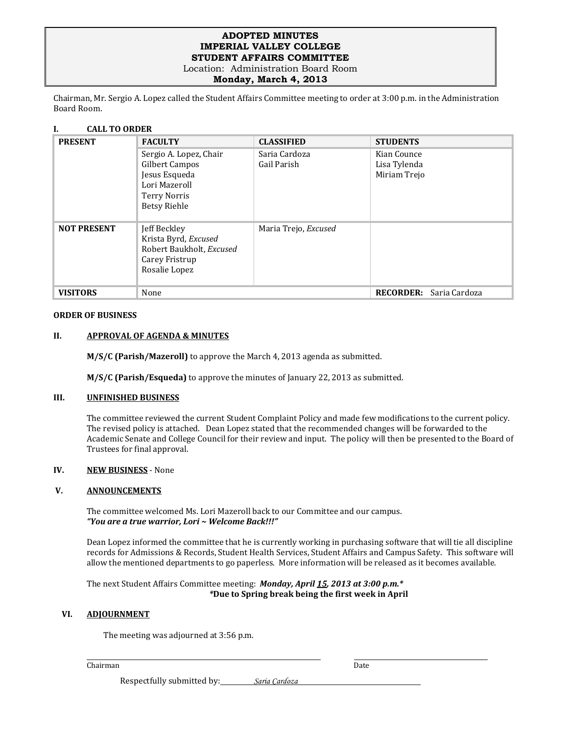# ADOPTED MINUTES
# IMPERIAL VALLEY COLLEGE
# STUDENT AFFAIRS COMMITTEE

Location: Administration Board Room

**Monday, March 4, 2013**

Chairman, Mr. Sergio A. Lopez called the Student Affairs Committee meeting to order at 3:00 p.m. in the Administration Board Room.

**I. CALL TO ORDER**

| PRESENT | FACULTY | CLASSIFIED | STUDENTS |
|---|---|---|---|
| | Sergio A. Lopez, Chair<br>Gilbert Campos<br>Jesus Esqueda<br>Lori Mazeroll<br>Terry Norris<br>Betsy Riehle | Saria Cardoza<br>Gail Parish | Kian Counce<br>Lisa Tylenda<br>Miriam Trejo |
| **NOT PRESENT** | Jeff Beckley<br>Krista Byrd, *Excused*<br>Robert Baukholt, *Excused*<br>Carey Fristrup<br>Rosalie Lopez | Maria Trejo, *Excused* | |
| **VISITORS** | None | | **RECORDER:** Saria Cardoza |

**ORDER OF BUSINESS**

**II. <u>APPROVAL OF AGENDA & MINUTES</u>**

**M/S/C (Parish/Mazeroll)** to approve the March 4, 2013 agenda as submitted.

**M/S/C (Parish/Esqueda)** to approve the minutes of January 22, 2013 as submitted.

**III. <u>UNFINISHED BUSINESS</u>**

The committee reviewed the current Student Complaint Policy and made few modifications to the current policy. The revised policy is attached. Dean Lopez stated that the recommended changes will be forwarded to the Academic Senate and College Council for their review and input. The policy will then be presented to the Board of Trustees for final approval.

**IV. <u>NEW BUSINESS</u>** - None

**V. <u>ANNOUNCEMENTS</u>**

The committee welcomed Ms. Lori Mazeroll back to our Committee and our campus.
***"You are a true warrior, Lori ~ Welcome Back!!!"***

Dean Lopez informed the committee that he is currently working in purchasing software that will tie all discipline records for Admissions & Records, Student Health Services, Student Affairs and Campus Safety. This software will allow the mentioned departments to go paperless. More information will be released as it becomes available.

The next Student Affairs Committee meeting: ***Monday, April <u>15</u>, 2013 at 3:00 p.m.\****
***\*Due to Spring break being the first week in April***

**VI. <u>ADJOURNMENT</u>**

The meeting was adjourned at 3:56 p.m.

_______________________________ Chairman &nbsp;&nbsp;&nbsp;&nbsp; _______________ Date

Respectfully submitted by: *Saria Cardoza*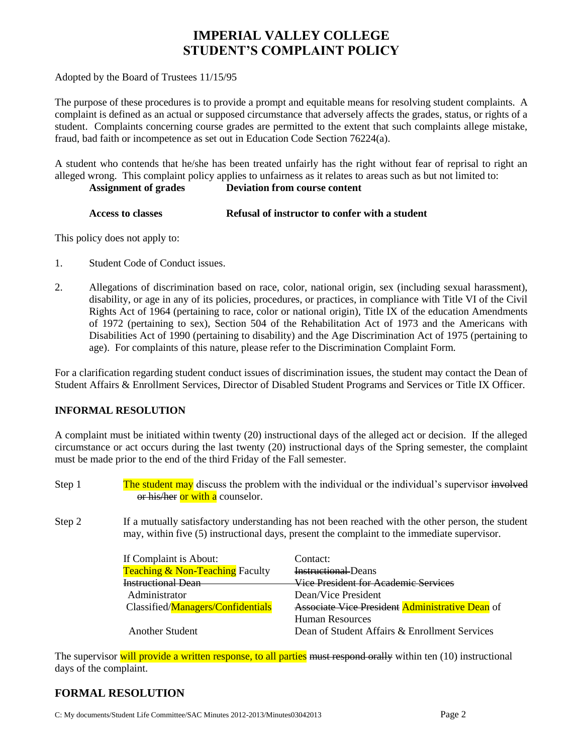# IMPERIAL VALLEY COLLEGE
# STUDENT'S COMPLAINT POLICY

Adopted by the Board of Trustees 11/15/95

The purpose of these procedures is to provide a prompt and equitable means for resolving student complaints. A complaint is defined as an actual or supposed circumstance that adversely affects the grades, status, or rights of a student. Complaints concerning course grades are permitted to the extent that such complaints allege mistake, fraud, bad faith or incompetence as set out in Education Code Section 76224(a).

A student who contends that he/she has been treated unfairly has the right without fear of reprisal to right an alleged wrong. This complaint policy applies to unfairness as it relates to areas such as but not limited to:

**Assignment of grades** &nbsp;&nbsp;&nbsp;&nbsp; **Deviation from course content**

**Access to classes** &nbsp;&nbsp;&nbsp;&nbsp; **Refusal of instructor to confer with a student**

This policy does not apply to:

1. Student Code of Conduct issues.

2. Allegations of discrimination based on race, color, national origin, sex (including sexual harassment), disability, or age in any of its policies, procedures, or practices, in compliance with Title VI of the Civil Rights Act of 1964 (pertaining to race, color or national origin), Title IX of the education Amendments of 1972 (pertaining to sex), Section 504 of the Rehabilitation Act of 1973 and the Americans with Disabilities Act of 1990 (pertaining to disability) and the Age Discrimination Act of 1975 (pertaining to age). For complaints of this nature, please refer to the Discrimination Complaint Form.

For a clarification regarding student conduct issues of discrimination issues, the student may contact the Dean of Student Affairs & Enrollment Services, Director of Disabled Student Programs and Services or Title IX Officer.

## INFORMAL RESOLUTION

A complaint must be initiated within twenty (20) instructional days of the alleged act or decision. If the alleged circumstance or act occurs during the last twenty (20) instructional days of the Spring semester, the complaint must be made prior to the end of the third Friday of the Fall semester.

Step 1 &nbsp;&nbsp; The student may discuss the problem with the individual or the individual's supervisor ~~involved or his/her~~ or with a counselor.

Step 2 &nbsp;&nbsp; If a mutually satisfactory understanding has not been reached with the other person, the student may, within five (5) instructional days, present the complaint to the immediate supervisor.

| If Complaint is About: | Contact: |
|---|---|
| Teaching & Non-Teaching Faculty | ~~Instructional~~ Deans |
| ~~Instructional Dean~~ | ~~Vice President for Academic Services~~ |
| Administrator | Dean/Vice President |
| Classified/Managers/Confidentials | ~~Associate Vice President~~ Administrative Dean of Human Resources |
| Another Student | Dean of Student Affairs & Enrollment Services |

The supervisor will provide a written response, to all parties ~~must respond orally~~ within ten (10) instructional days of the complaint.

## FORMAL RESOLUTION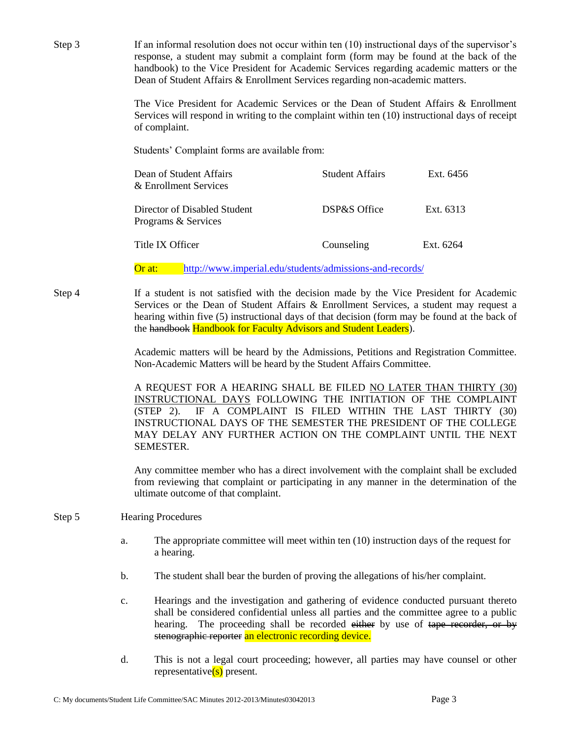**Step 3** If an informal resolution does not occur within ten (10) instructional days of the supervisor's response, a student may submit a complaint form (form may be found at the back of the handbook) to the Vice President for Academic Services regarding academic matters or the Dean of Student Affairs & Enrollment Services regarding non-academic matters.

The Vice President for Academic Services or the Dean of Student Affairs & Enrollment Services will respond in writing to the complaint within ten (10) instructional days of receipt of complaint.

Students' Complaint forms are available from:

| | | |
|---|---|---|
| Dean of Student Affairs & Enrollment Services | Student Affairs | Ext. 6456 |
| Director of Disabled Student Programs & Services | DSP&S Office | Ext. 6313 |
| Title IX Officer | Counseling | Ext. 6264 |

Or at: http://www.imperial.edu/students/admissions-and-records/

**Step 4** If a student is not satisfied with the decision made by the Vice President for Academic Services or the Dean of Student Affairs & Enrollment Services, a student may request a hearing within five (5) instructional days of that decision (form may be found at the back of the ~~handbook~~ Handbook for Faculty Advisors and Student Leaders).

Academic matters will be heard by the Admissions, Petitions and Registration Committee. Non-Academic Matters will be heard by the Student Affairs Committee.

A REQUEST FOR A HEARING SHALL BE FILED NO LATER THAN THIRTY (30) INSTRUCTIONAL DAYS FOLLOWING THE INITIATION OF THE COMPLAINT (STEP 2). IF A COMPLAINT IS FILED WITHIN THE LAST THIRTY (30) INSTRUCTIONAL DAYS OF THE SEMESTER THE PRESIDENT OF THE COLLEGE MAY DELAY ANY FURTHER ACTION ON THE COMPLAINT UNTIL THE NEXT SEMESTER.

Any committee member who has a direct involvement with the complaint shall be excluded from reviewing that complaint or participating in any manner in the determination of the ultimate outcome of that complaint.

**Step 5** Hearing Procedures

a. The appropriate committee will meet within ten (10) instruction days of the request for a hearing.

b. The student shall bear the burden of proving the allegations of his/her complaint.

c. Hearings and the investigation and gathering of evidence conducted pursuant thereto shall be considered confidential unless all parties and the committee agree to a public hearing. The proceeding shall be recorded ~~either~~ by use of ~~tape recorder, or by stenographic reporter~~ an electronic recording device.

d. This is not a legal court proceeding; however, all parties may have counsel or other representative(s) present.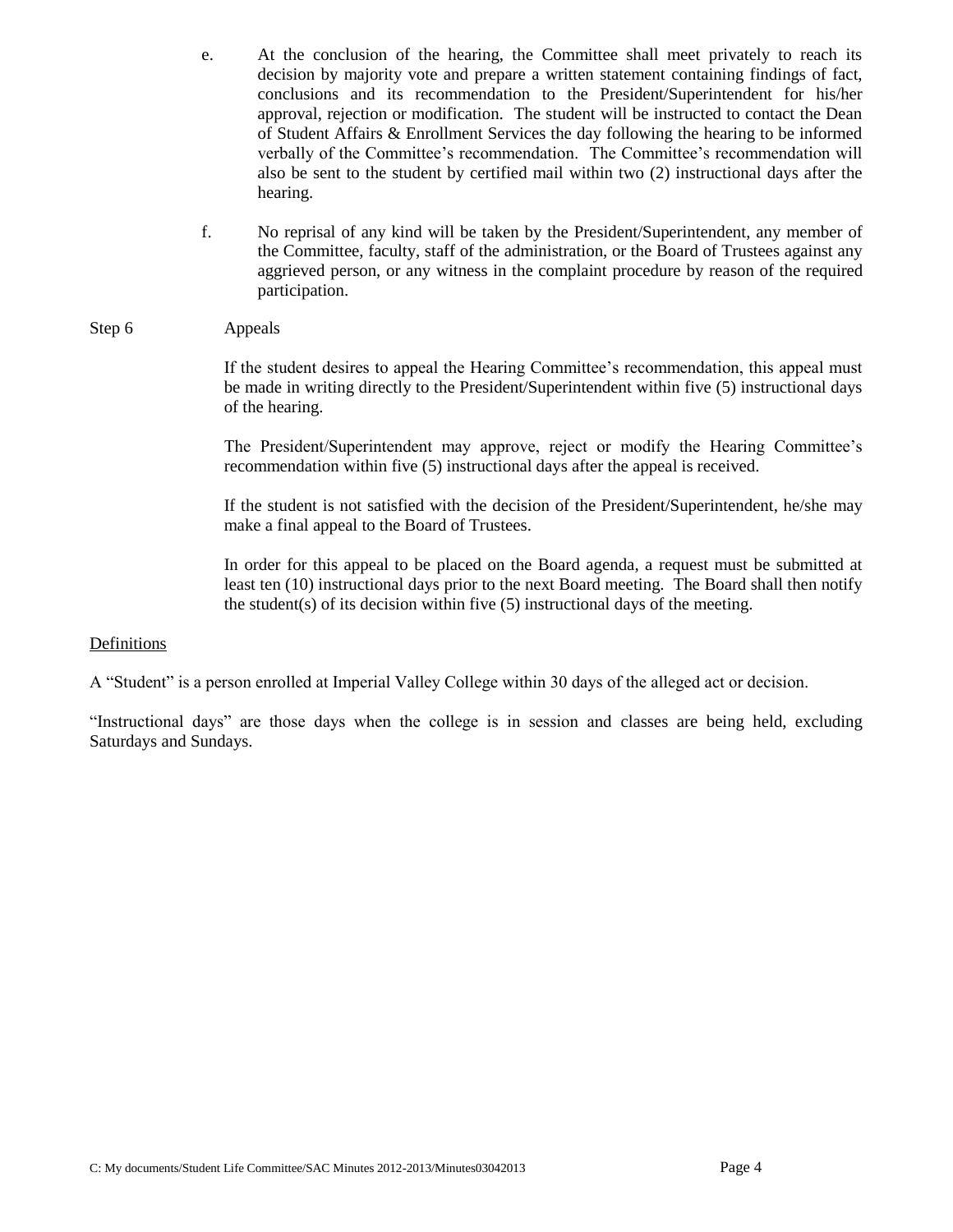e. At the conclusion of the hearing, the Committee shall meet privately to reach its decision by majority vote and prepare a written statement containing findings of fact, conclusions and its recommendation to the President/Superintendent for his/her approval, rejection or modification. The student will be instructed to contact the Dean of Student Affairs & Enrollment Services the day following the hearing to be informed verbally of the Committee's recommendation. The Committee's recommendation will also be sent to the student by certified mail within two (2) instructional days after the hearing.

f. No reprisal of any kind will be taken by the President/Superintendent, any member of the Committee, faculty, staff of the administration, or the Board of Trustees against any aggrieved person, or any witness in the complaint procedure by reason of the required participation.

Step 6 Appeals

If the student desires to appeal the Hearing Committee's recommendation, this appeal must be made in writing directly to the President/Superintendent within five (5) instructional days of the hearing.

The President/Superintendent may approve, reject or modify the Hearing Committee's recommendation within five (5) instructional days after the appeal is received.

If the student is not satisfied with the decision of the President/Superintendent, he/she may make a final appeal to the Board of Trustees.

In order for this appeal to be placed on the Board agenda, a request must be submitted at least ten (10) instructional days prior to the next Board meeting. The Board shall then notify the student(s) of its decision within five (5) instructional days of the meeting.

<u>Definitions</u>

A "Student" is a person enrolled at Imperial Valley College within 30 days of the alleged act or decision.

"Instructional days" are those days when the college is in session and classes are being held, excluding Saturdays and Sundays.